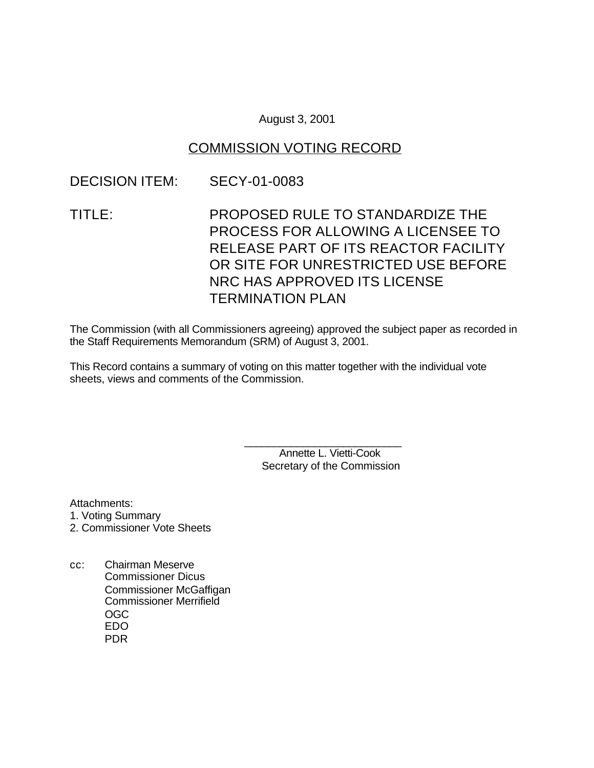August 3, 2001

## COMMISSION VOTING RECORD

DECISION ITEM: SECY-01-0083

TITLE: PROPOSED RULE TO STANDARDIZE THE PROCESS FOR ALLOWING A LICENSEE TO RELEASE PART OF ITS REACTOR FACILITY OR SITE FOR UNRESTRICTED USE BEFORE NRC HAS APPROVED ITS LICENSE TERMINATION PLAN

The Commission (with all Commissioners agreeing) approved the subject paper as recorded in the Staff Requirements Memorandum (SRM) of August 3, 2001.

This Record contains a summary of voting on this matter together with the individual vote sheets, views and comments of the Commission.

\_\_\_\_\_\_\_\_\_\_\_\_\_\_\_\_\_\_\_\_\_\_\_\_\_\_
Annette L. Vietti-Cook
Secretary of the Commission

Attachments:
1. Voting Summary
2. Commissioner Vote Sheets

cc: Chairman Meserve
Commissioner Dicus
Commissioner McGaffigan
Commissioner Merrifield
OGC
EDO
PDR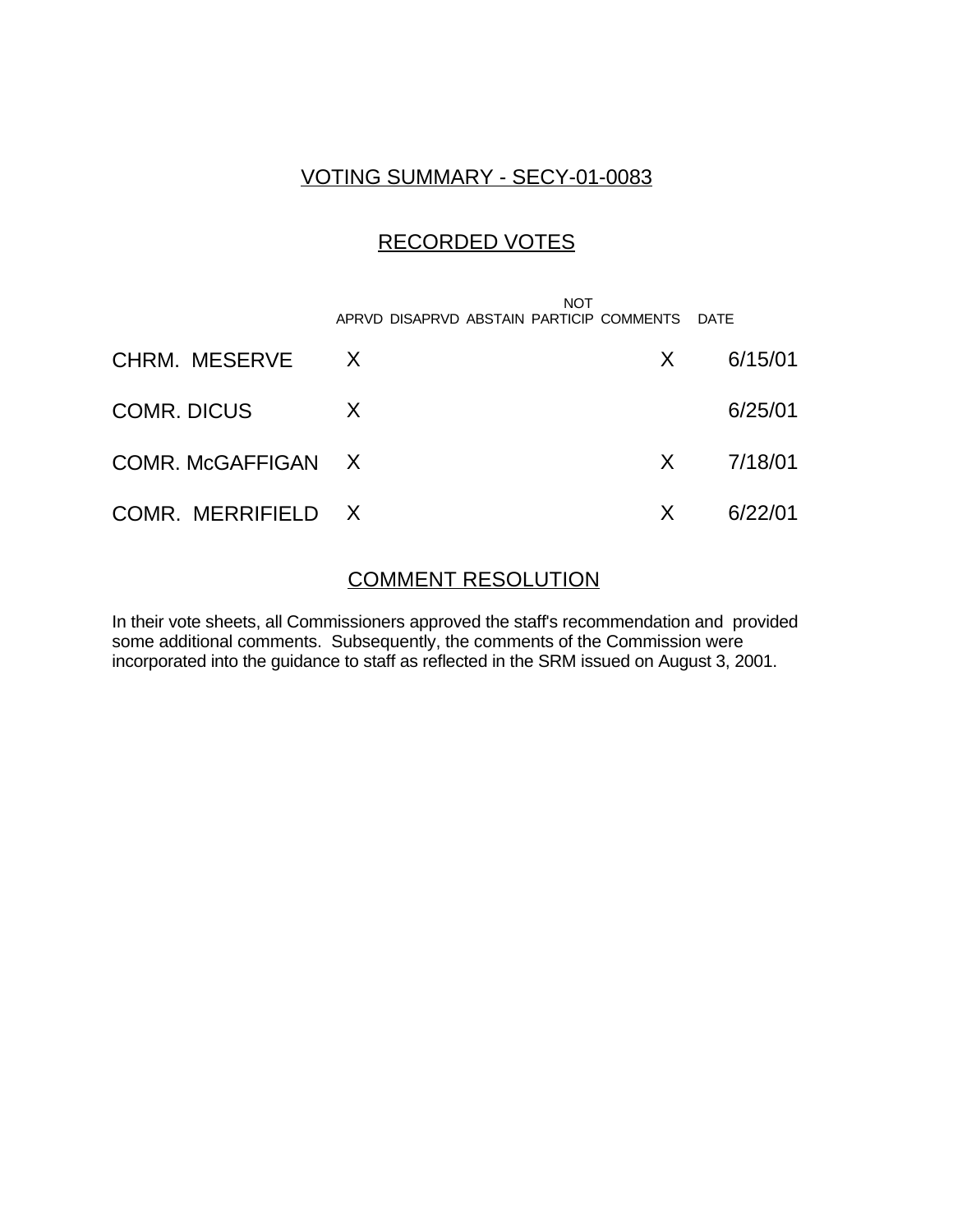# VOTING SUMMARY - SECY-01-0083

## RECORDED VOTES

| | APRVD | DISAPRVD | ABSTAIN | NOT PARTICIP | COMMENTS | DATE |
|---|---|---|---|---|---|---|
| CHRM. MESERVE | X | | | | X | 6/15/01 |
| COMR. DICUS | X | | | | | 6/25/01 |
| COMR. McGAFFIGAN | X | | | | X | 7/18/01 |
| COMR. MERRIFIELD | X | | | | X | 6/22/01 |

## COMMENT RESOLUTION

In their vote sheets, all Commissioners approved the staff's recommendation and provided some additional comments. Subsequently, the comments of the Commission were incorporated into the guidance to staff as reflected in the SRM issued on August 3, 2001.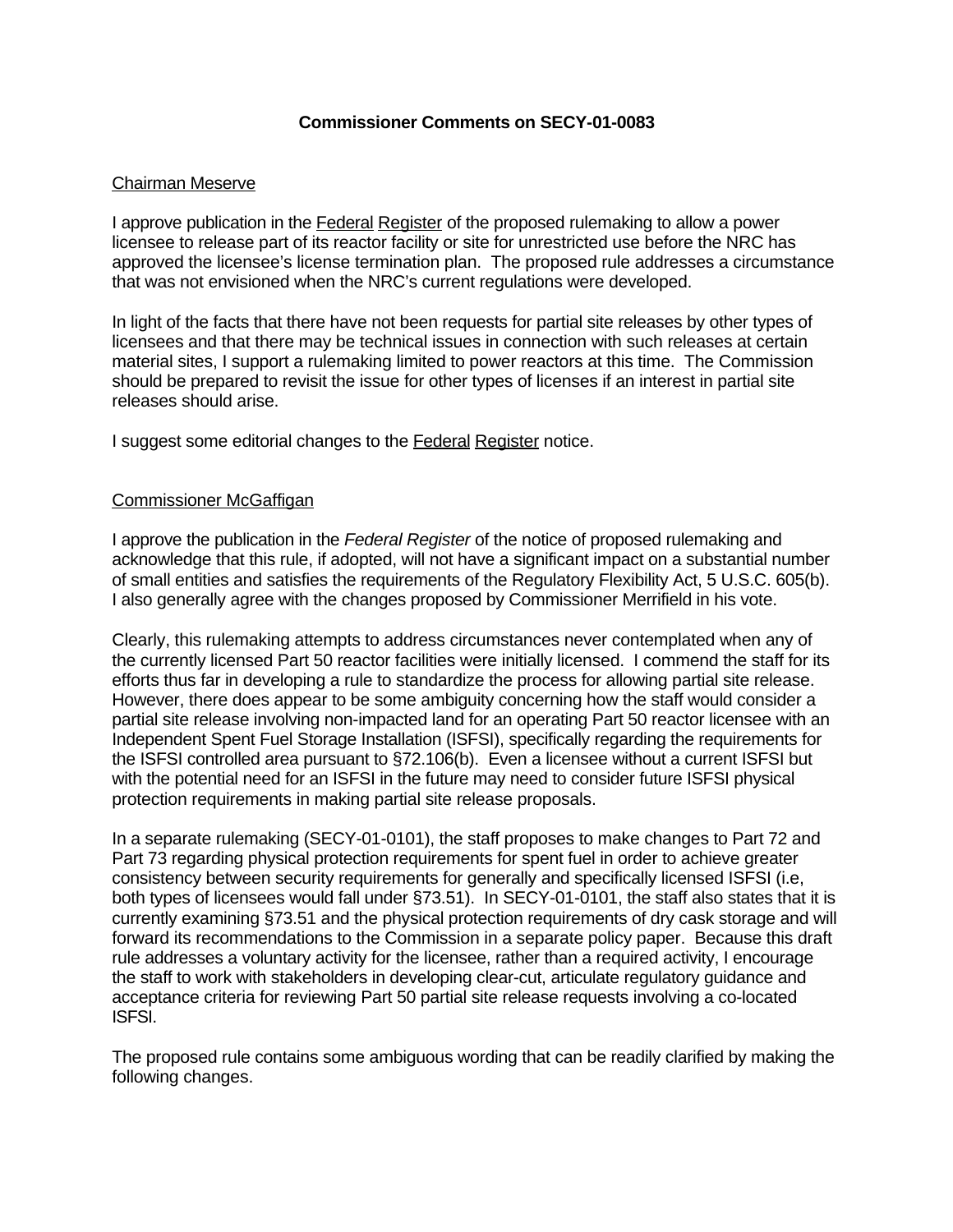**Commissioner Comments on SECY-01-0083**

Chairman Meserve

I approve publication in the Federal Register of the proposed rulemaking to allow a power licensee to release part of its reactor facility or site for unrestricted use before the NRC has approved the licensee's license termination plan. The proposed rule addresses a circumstance that was not envisioned when the NRC's current regulations were developed.

In light of the facts that there have not been requests for partial site releases by other types of licensees and that there may be technical issues in connection with such releases at certain material sites, I support a rulemaking limited to power reactors at this time. The Commission should be prepared to revisit the issue for other types of licenses if an interest in partial site releases should arise.

I suggest some editorial changes to the Federal Register notice.

Commissioner McGaffigan

I approve the publication in the *Federal Register* of the notice of proposed rulemaking and acknowledge that this rule, if adopted, will not have a significant impact on a substantial number of small entities and satisfies the requirements of the Regulatory Flexibility Act, 5 U.S.C. 605(b). I also generally agree with the changes proposed by Commissioner Merrifield in his vote.

Clearly, this rulemaking attempts to address circumstances never contemplated when any of the currently licensed Part 50 reactor facilities were initially licensed. I commend the staff for its efforts thus far in developing a rule to standardize the process for allowing partial site release. However, there does appear to be some ambiguity concerning how the staff would consider a partial site release involving non-impacted land for an operating Part 50 reactor licensee with an Independent Spent Fuel Storage Installation (ISFSI), specifically regarding the requirements for the ISFSI controlled area pursuant to §72.106(b). Even a licensee without a current ISFSI but with the potential need for an ISFSI in the future may need to consider future ISFSI physical protection requirements in making partial site release proposals.

In a separate rulemaking (SECY-01-0101), the staff proposes to make changes to Part 72 and Part 73 regarding physical protection requirements for spent fuel in order to achieve greater consistency between security requirements for generally and specifically licensed ISFSI (i.e, both types of licensees would fall under §73.51). In SECY-01-0101, the staff also states that it is currently examining §73.51 and the physical protection requirements of dry cask storage and will forward its recommendations to the Commission in a separate policy paper. Because this draft rule addresses a voluntary activity for the licensee, rather than a required activity, I encourage the staff to work with stakeholders in developing clear-cut, articulate regulatory guidance and acceptance criteria for reviewing Part 50 partial site release requests involving a co-located ISFSI.

The proposed rule contains some ambiguous wording that can be readily clarified by making the following changes.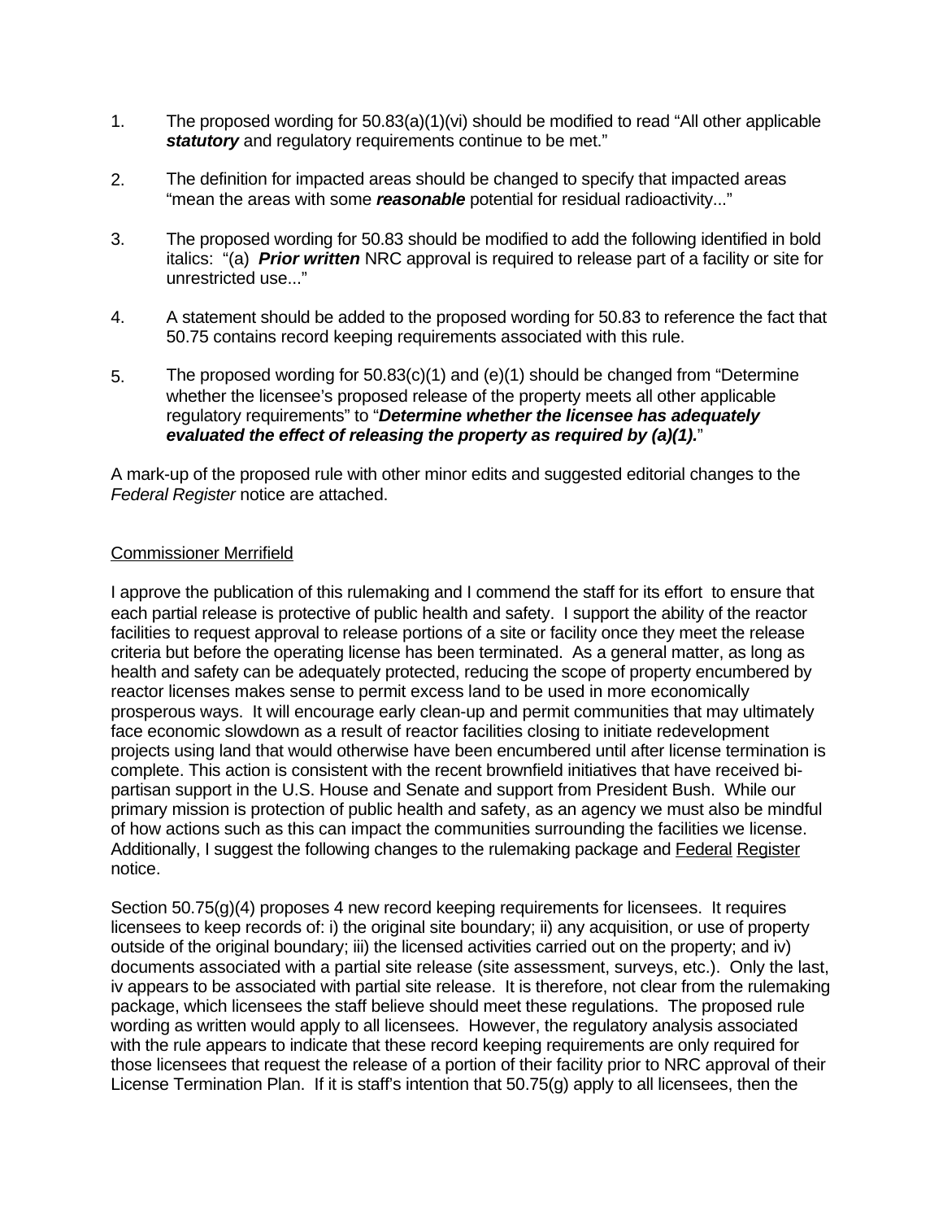1. The proposed wording for 50.83(a)(1)(vi) should be modified to read "All other applicable ***statutory*** and regulatory requirements continue to be met."

2. The definition for impacted areas should be changed to specify that impacted areas "mean the areas with some ***reasonable*** potential for residual radioactivity..."

3. The proposed wording for 50.83 should be modified to add the following identified in bold italics: "(a) ***Prior written*** NRC approval is required to release part of a facility or site for unrestricted use..."

4. A statement should be added to the proposed wording for 50.83 to reference the fact that 50.75 contains record keeping requirements associated with this rule.

5. The proposed wording for 50.83(c)(1) and (e)(1) should be changed from "Determine whether the licensee's proposed release of the property meets all other applicable regulatory requirements" to "***Determine whether the licensee has adequately evaluated the effect of releasing the property as required by (a)(1).***"

A mark-up of the proposed rule with other minor edits and suggested editorial changes to the *Federal Register* notice are attached.

Commissioner Merrifield

I approve the publication of this rulemaking and I commend the staff for its effort to ensure that each partial release is protective of public health and safety. I support the ability of the reactor facilities to request approval to release portions of a site or facility once they meet the release criteria but before the operating license has been terminated. As a general matter, as long as health and safety can be adequately protected, reducing the scope of property encumbered by reactor licenses makes sense to permit excess land to be used in more economically prosperous ways. It will encourage early clean-up and permit communities that may ultimately face economic slowdown as a result of reactor facilities closing to initiate redevelopment projects using land that would otherwise have been encumbered until after license termination is complete. This action is consistent with the recent brownfield initiatives that have received bi-partisan support in the U.S. House and Senate and support from President Bush. While our primary mission is protection of public health and safety, as an agency we must also be mindful of how actions such as this can impact the communities surrounding the facilities we license. Additionally, I suggest the following changes to the rulemaking package and Federal Register notice.

Section 50.75(g)(4) proposes 4 new record keeping requirements for licensees. It requires licensees to keep records of: i) the original site boundary; ii) any acquisition, or use of property outside of the original boundary; iii) the licensed activities carried out on the property; and iv) documents associated with a partial site release (site assessment, surveys, etc.). Only the last, iv appears to be associated with partial site release. It is therefore, not clear from the rulemaking package, which licensees the staff believe should meet these regulations. The proposed rule wording as written would apply to all licensees. However, the regulatory analysis associated with the rule appears to indicate that these record keeping requirements are only required for those licensees that request the release of a portion of their facility prior to NRC approval of their License Termination Plan. If it is staff's intention that 50.75(g) apply to all licensees, then the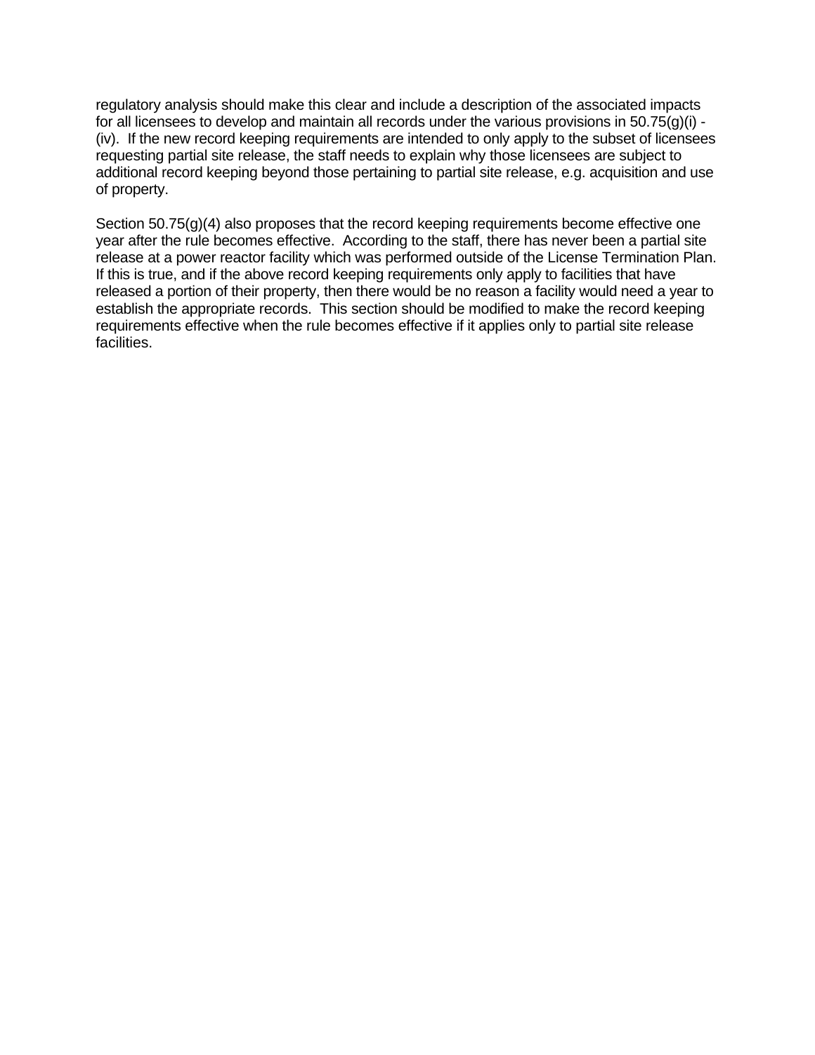regulatory analysis should make this clear and include a description of the associated impacts for all licensees to develop and maintain all records under the various provisions in 50.75(g)(i) - (iv). If the new record keeping requirements are intended to only apply to the subset of licensees requesting partial site release, the staff needs to explain why those licensees are subject to additional record keeping beyond those pertaining to partial site release, e.g. acquisition and use of property.

Section 50.75(g)(4) also proposes that the record keeping requirements become effective one year after the rule becomes effective. According to the staff, there has never been a partial site release at a power reactor facility which was performed outside of the License Termination Plan. If this is true, and if the above record keeping requirements only apply to facilities that have released a portion of their property, then there would be no reason a facility would need a year to establish the appropriate records. This section should be modified to make the record keeping requirements effective when the rule becomes effective if it applies only to partial site release facilities.